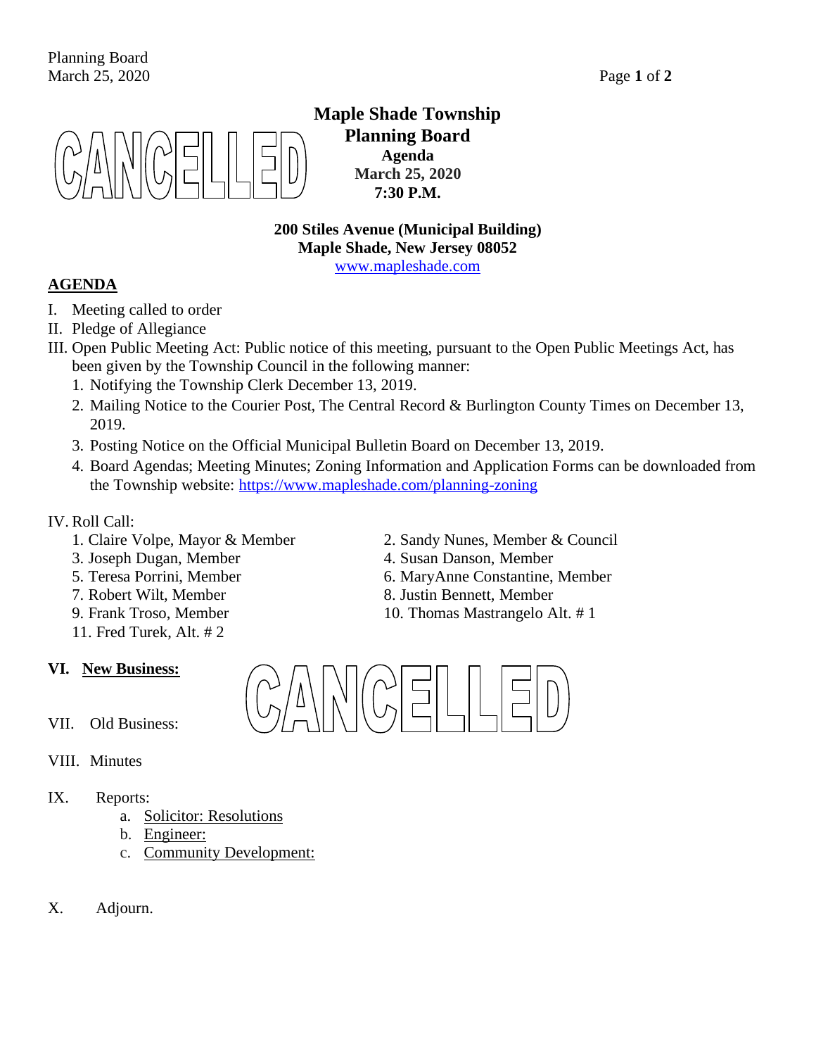CANCELLED

# Maple Shade Township
## Planning Board
**Agenda**
**March 25, 2020**
**7:30 P.M.**

**200 Stiles Avenue (Municipal Building)**
**Maple Shade, New Jersey 08052**
www.mapleshade.com

## AGENDA

I. Meeting called to order

II. Pledge of Allegiance

III. Open Public Meeting Act: Public notice of this meeting, pursuant to the Open Public Meetings Act, has been given by the Township Council in the following manner:

1. Notifying the Township Clerk December 13, 2019.
2. Mailing Notice to the Courier Post, The Central Record & Burlington County Times on December 13, 2019.
3. Posting Notice on the Official Municipal Bulletin Board on December 13, 2019.
4. Board Agendas; Meeting Minutes; Zoning Information and Application Forms can be downloaded from the Township website: https://www.mapleshade.com/planning-zoning

IV. Roll Call:

1. Claire Volpe, Mayor & Member
2. Sandy Nunes, Member & Council
3. Joseph Dugan, Member
4. Susan Danson, Member
5. Teresa Porrini, Member
6. MaryAnne Constantine, Member
7. Robert Wilt, Member
8. Justin Bennett, Member
9. Frank Troso, Member
10. Thomas Mastrangelo Alt. # 1
11. Fred Turek, Alt. # 2

**VI. New Business:**

CANCELLED

VII. Old Business:

VIII. Minutes

IX. Reports:

a. Solicitor: Resolutions
b. Engineer:
c. Community Development:

X. Adjourn.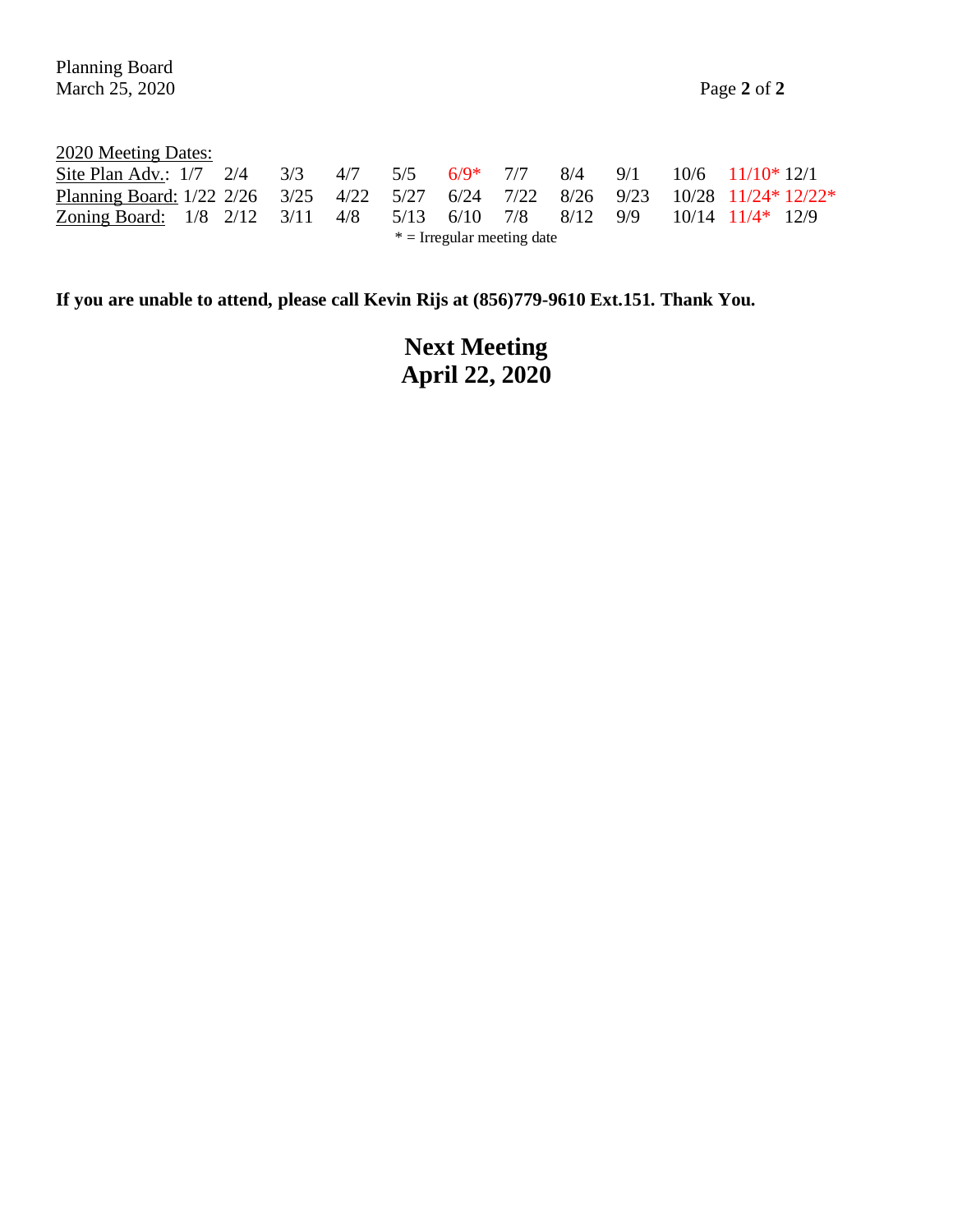2020 Meeting Dates:

| | | | | | | | | | | | | |
|---|---|---|---|---|---|---|---|---|---|---|---|---|
| Site Plan Adv.: | 1/7 | 2/4 | 3/3 | 4/7 | 5/5 | 6/9* | 7/7 | 8/4 | 9/1 | 10/6 | 11/10* | 12/1 |
| Planning Board: | 1/22 | 2/26 | 3/25 | 4/22 | 5/27 | 6/24 | 7/22 | 8/26 | 9/23 | 10/28 | 11/24* | 12/22* |
| Zoning Board: | 1/8 | 2/12 | 3/11 | 4/8 | 5/13 | 6/10 | 7/8 | 8/12 | 9/9 | 10/14 | 11/4* | 12/9 |

* = Irregular meeting date

**If you are unable to attend, please call Kevin Rijs at (856)779-9610 Ext.151. Thank You.**

## Next Meeting
## April 22, 2020